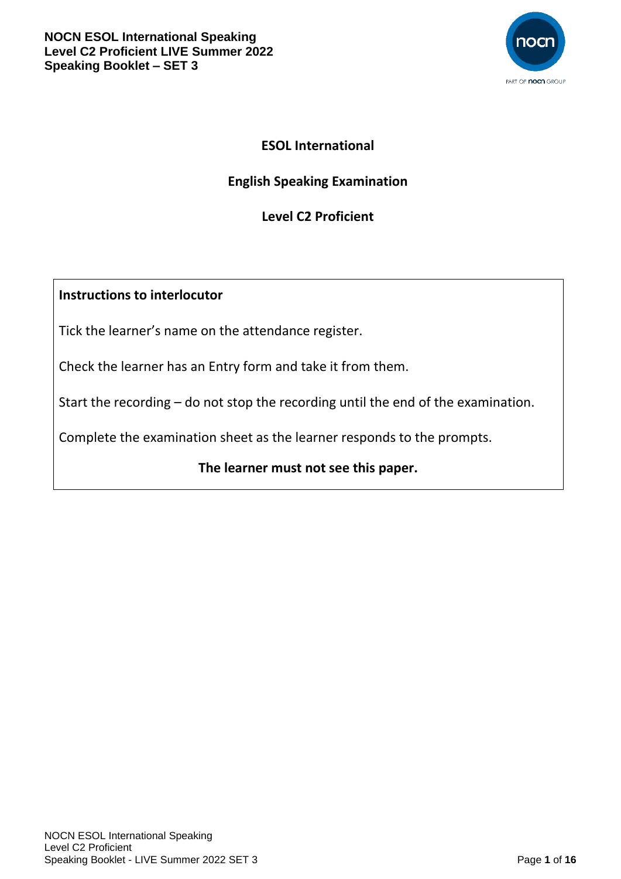# ESOL International

## English Speaking Examination

## Level C2 Proficient

**Instructions to interlocutor**

Tick the learner's name on the attendance register.

Check the learner has an Entry form and take it from them.

Start the recording – do not stop the recording until the end of the examination.

Complete the examination sheet as the learner responds to the prompts.

**The learner must not see this paper.**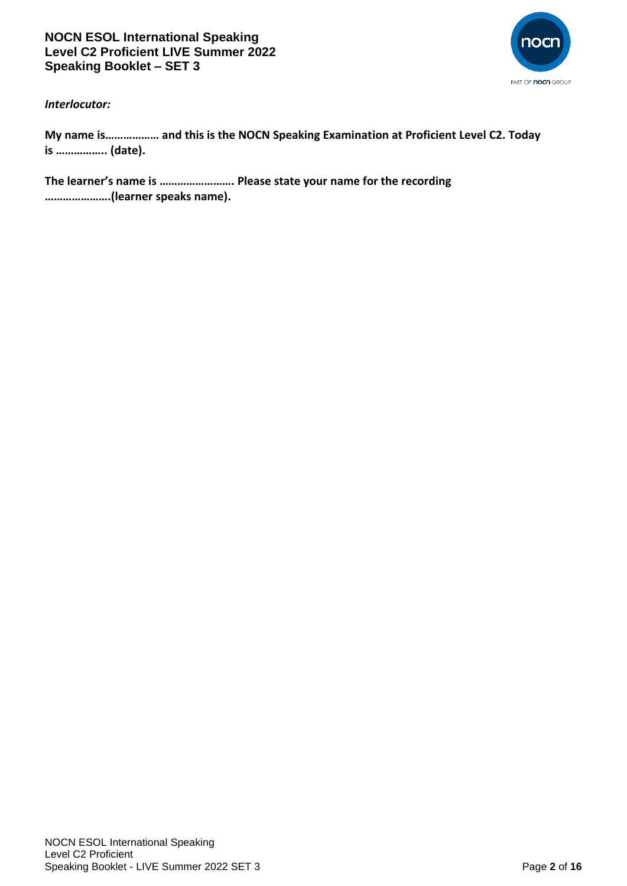*Interlocutor:*

**My name is……………… and this is the NOCN Speaking Examination at Proficient Level C2. Today is …………….. (date).**

**The learner's name is ……………………. Please state your name for the recording ………………….(learner speaks name).**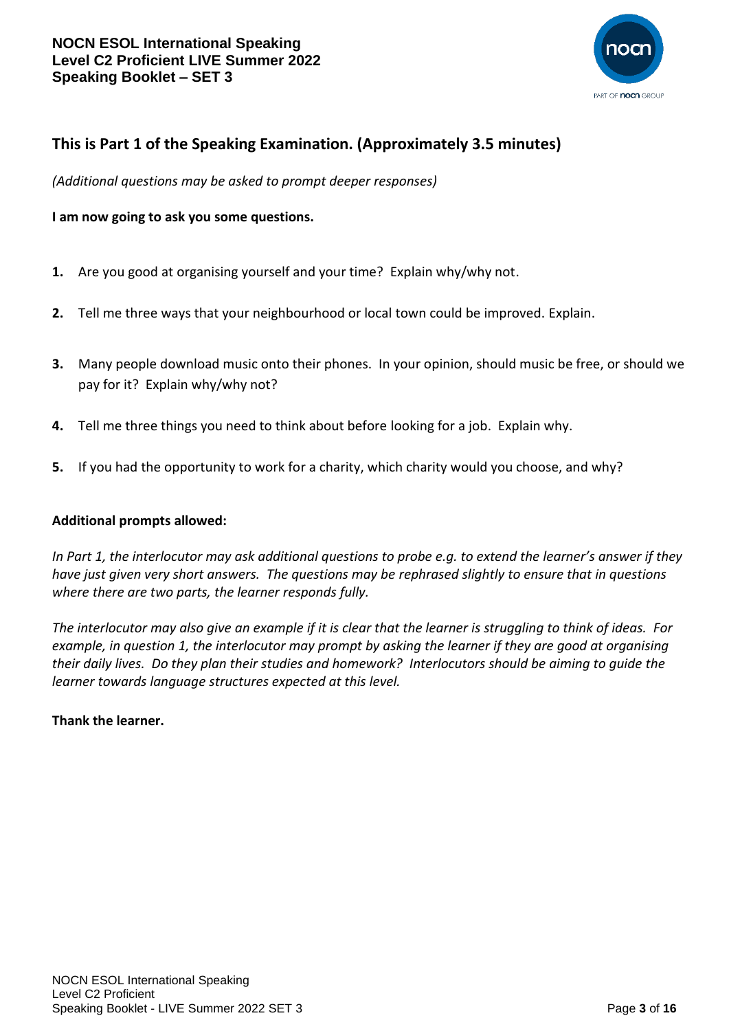## This is Part 1 of the Speaking Examination. (Approximately 3.5 minutes)

*(Additional questions may be asked to prompt deeper responses)*

**I am now going to ask you some questions.**

1. Are you good at organising yourself and your time? Explain why/why not.

2. Tell me three ways that your neighbourhood or local town could be improved. Explain.

3. Many people download music onto their phones. In your opinion, should music be free, or should we pay for it? Explain why/why not?

4. Tell me three things you need to think about before looking for a job. Explain why.

5. If you had the opportunity to work for a charity, which charity would you choose, and why?

**Additional prompts allowed:**

*In Part 1, the interlocutor may ask additional questions to probe e.g. to extend the learner's answer if they have just given very short answers. The questions may be rephrased slightly to ensure that in questions where there are two parts, the learner responds fully.*

*The interlocutor may also give an example if it is clear that the learner is struggling to think of ideas. For example, in question 1, the interlocutor may prompt by asking the learner if they are good at organising their daily lives. Do they plan their studies and homework? Interlocutors should be aiming to guide the learner towards language structures expected at this level.*

**Thank the learner.**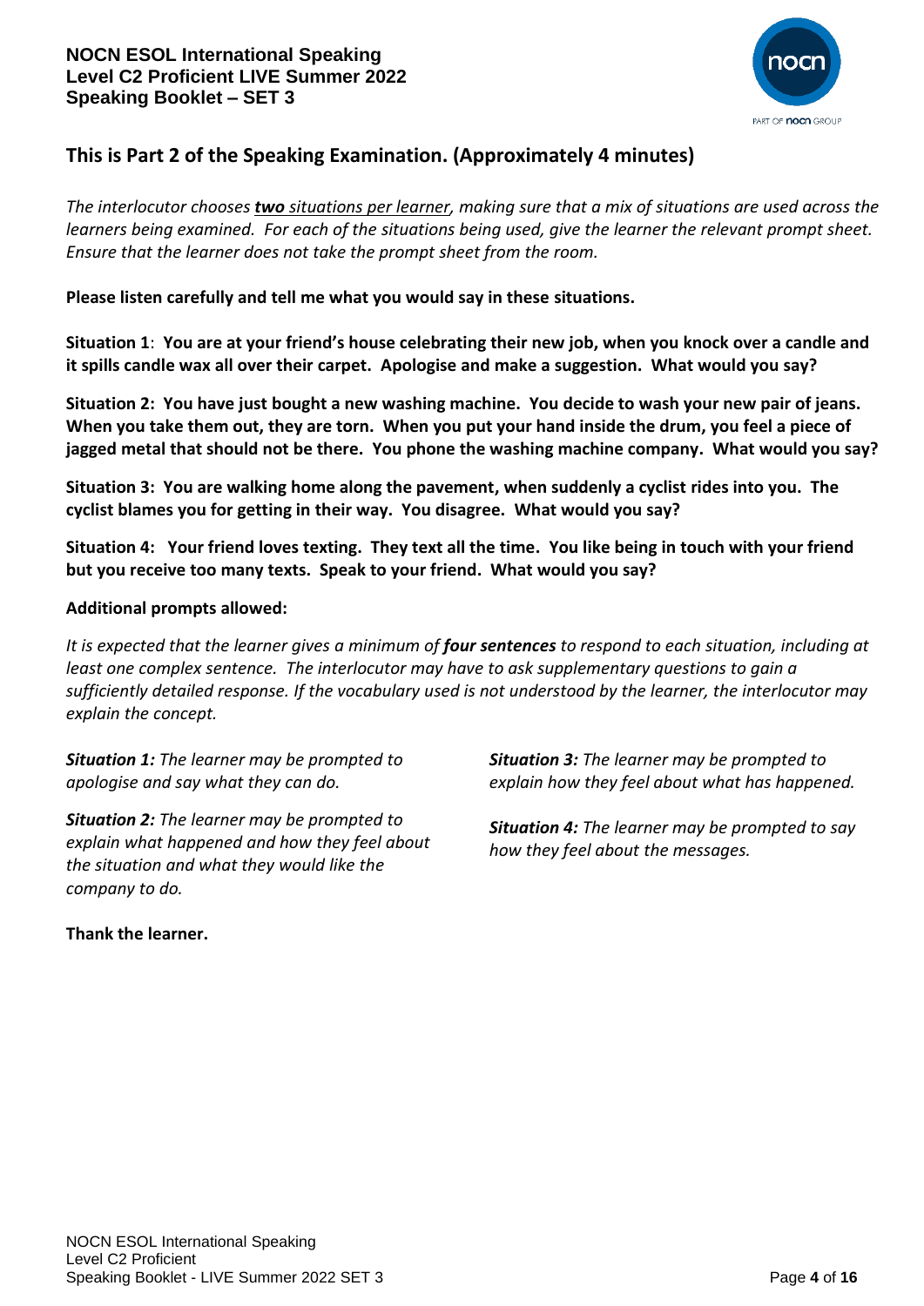## This is Part 2 of the Speaking Examination. (Approximately 4 minutes)

*The interlocutor chooses **two** situations per learner, making sure that a mix of situations are used across the learners being examined. For each of the situations being used, give the learner the relevant prompt sheet. Ensure that the learner does not take the prompt sheet from the room.*

**Please listen carefully and tell me what you would say in these situations.**

**Situation 1**: **You are at your friend's house celebrating their new job, when you knock over a candle and it spills candle wax all over their carpet. Apologise and make a suggestion. What would you say?**

**Situation 2: You have just bought a new washing machine. You decide to wash your new pair of jeans. When you take them out, they are torn. When you put your hand inside the drum, you feel a piece of jagged metal that should not be there. You phone the washing machine company. What would you say?**

**Situation 3: You are walking home along the pavement, when suddenly a cyclist rides into you. The cyclist blames you for getting in their way. You disagree. What would you say?**

**Situation 4: Your friend loves texting. They text all the time. You like being in touch with your friend but you receive too many texts. Speak to your friend. What would you say?**

**Additional prompts allowed:**

*It is expected that the learner gives a minimum of **four sentences** to respond to each situation, including at least one complex sentence. The interlocutor may have to ask supplementary questions to gain a sufficiently detailed response. If the vocabulary used is not understood by the learner, the interlocutor may explain the concept.*

***Situation 1:*** *The learner may be prompted to apologise and say what they can do.*

***Situation 2:*** *The learner may be prompted to explain what happened and how they feel about the situation and what they would like the company to do.*

***Situation 3:*** *The learner may be prompted to explain how they feel about what has happened.*

***Situation 4:*** *The learner may be prompted to say how they feel about the messages.*

**Thank the learner.**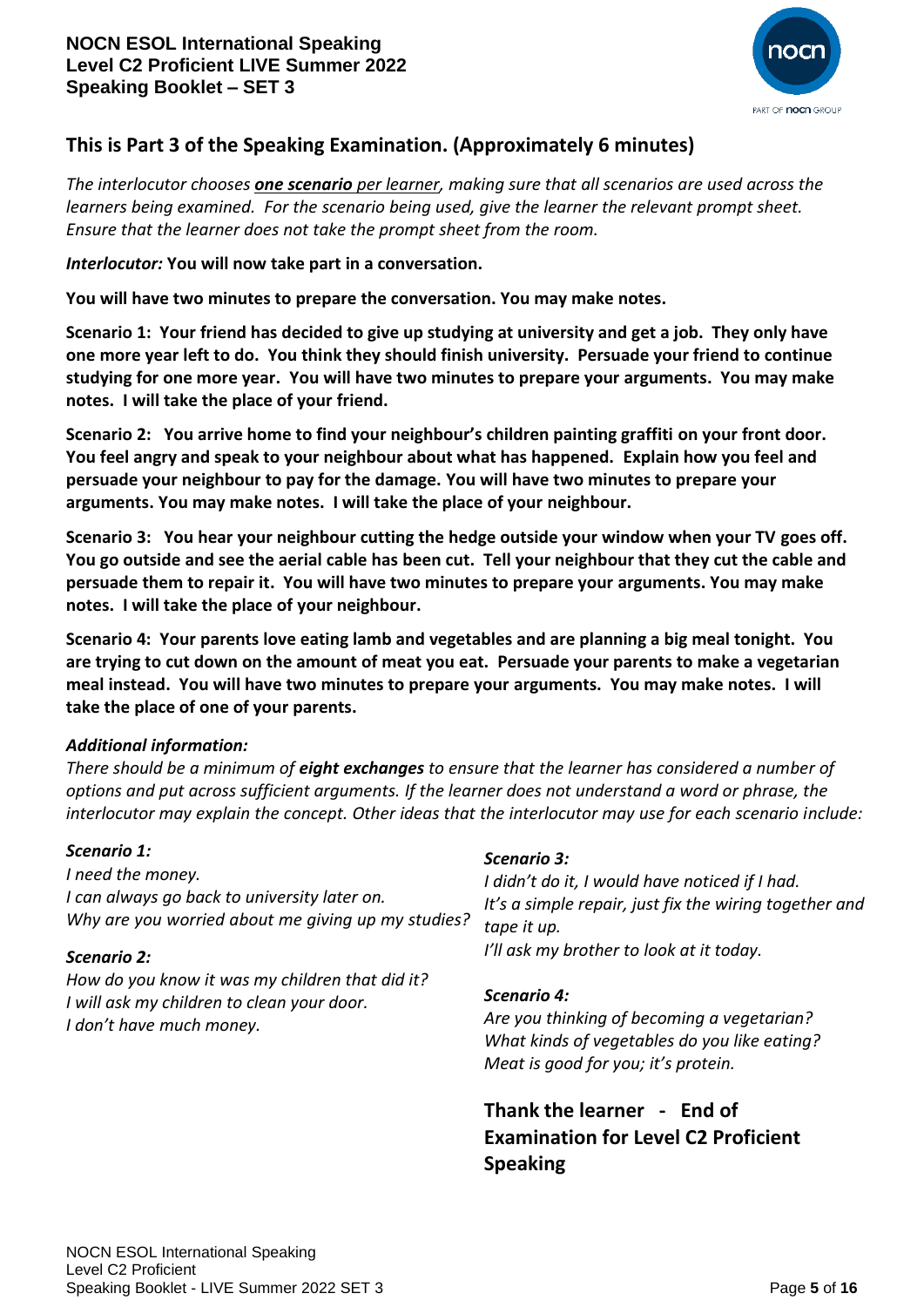# NOCN ESOL International Speaking Level C2 Proficient LIVE Summer 2022 Speaking Booklet – SET 3

## This is Part 3 of the Speaking Examination. (Approximately 6 minutes)

*The interlocutor chooses **one scenario** per learner, making sure that all scenarios are used across the learners being examined. For the scenario being used, give the learner the relevant prompt sheet. Ensure that the learner does not take the prompt sheet from the room.*

***Interlocutor:*** **You will now take part in a conversation.**

**You will have two minutes to prepare the conversation. You may make notes.**

**Scenario 1: Your friend has decided to give up studying at university and get a job. They only have one more year left to do. You think they should finish university. Persuade your friend to continue studying for one more year. You will have two minutes to prepare your arguments. You may make notes. I will take the place of your friend.**

**Scenario 2: You arrive home to find your neighbour's children painting graffiti on your front door. You feel angry and speak to your neighbour about what has happened. Explain how you feel and persuade your neighbour to pay for the damage. You will have two minutes to prepare your arguments. You may make notes. I will take the place of your neighbour.**

**Scenario 3: You hear your neighbour cutting the hedge outside your window when your TV goes off. You go outside and see the aerial cable has been cut. Tell your neighbour that they cut the cable and persuade them to repair it. You will have two minutes to prepare your arguments. You may make notes. I will take the place of your neighbour.**

**Scenario 4: Your parents love eating lamb and vegetables and are planning a big meal tonight. You are trying to cut down on the amount of meat you eat. Persuade your parents to make a vegetarian meal instead. You will have two minutes to prepare your arguments. You may make notes. I will take the place of one of your parents.**

***Additional information:***

*There should be a minimum of **eight exchanges** to ensure that the learner has considered a number of options and put across sufficient arguments. If the learner does not understand a word or phrase, the interlocutor may explain the concept. Other ideas that the interlocutor may use for each scenario include:*

***Scenario 1:***

*I need the money.*
*I can always go back to university later on.*
*Why are you worried about me giving up my studies?*

***Scenario 2:***

*How do you know it was my children that did it?*
*I will ask my children to clean your door.*
*I don't have much money.*

***Scenario 3:***

*I didn't do it, I would have noticed if I had.*
*It's a simple repair, just fix the wiring together and tape it up.*
*I'll ask my brother to look at it today.*

***Scenario 4:***

*Are you thinking of becoming a vegetarian?*
*What kinds of vegetables do you like eating?*
*Meat is good for you; it's protein.*

**Thank the learner - End of Examination for Level C2 Proficient Speaking**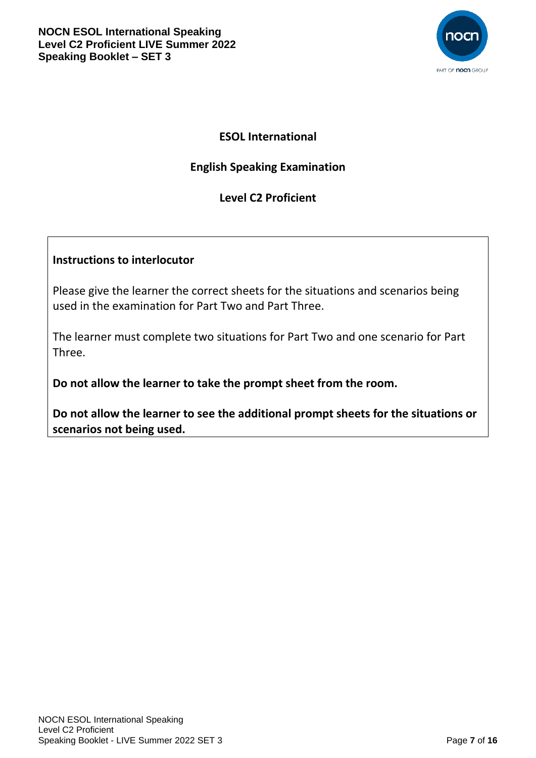# ESOL International

## English Speaking Examination

## Level C2 Proficient

**Instructions to interlocutor**

Please give the learner the correct sheets for the situations and scenarios being used in the examination for Part Two and Part Three.

The learner must complete two situations for Part Two and one scenario for Part Three.

**Do not allow the learner to take the prompt sheet from the room.**

**Do not allow the learner to see the additional prompt sheets for the situations or scenarios not being used.**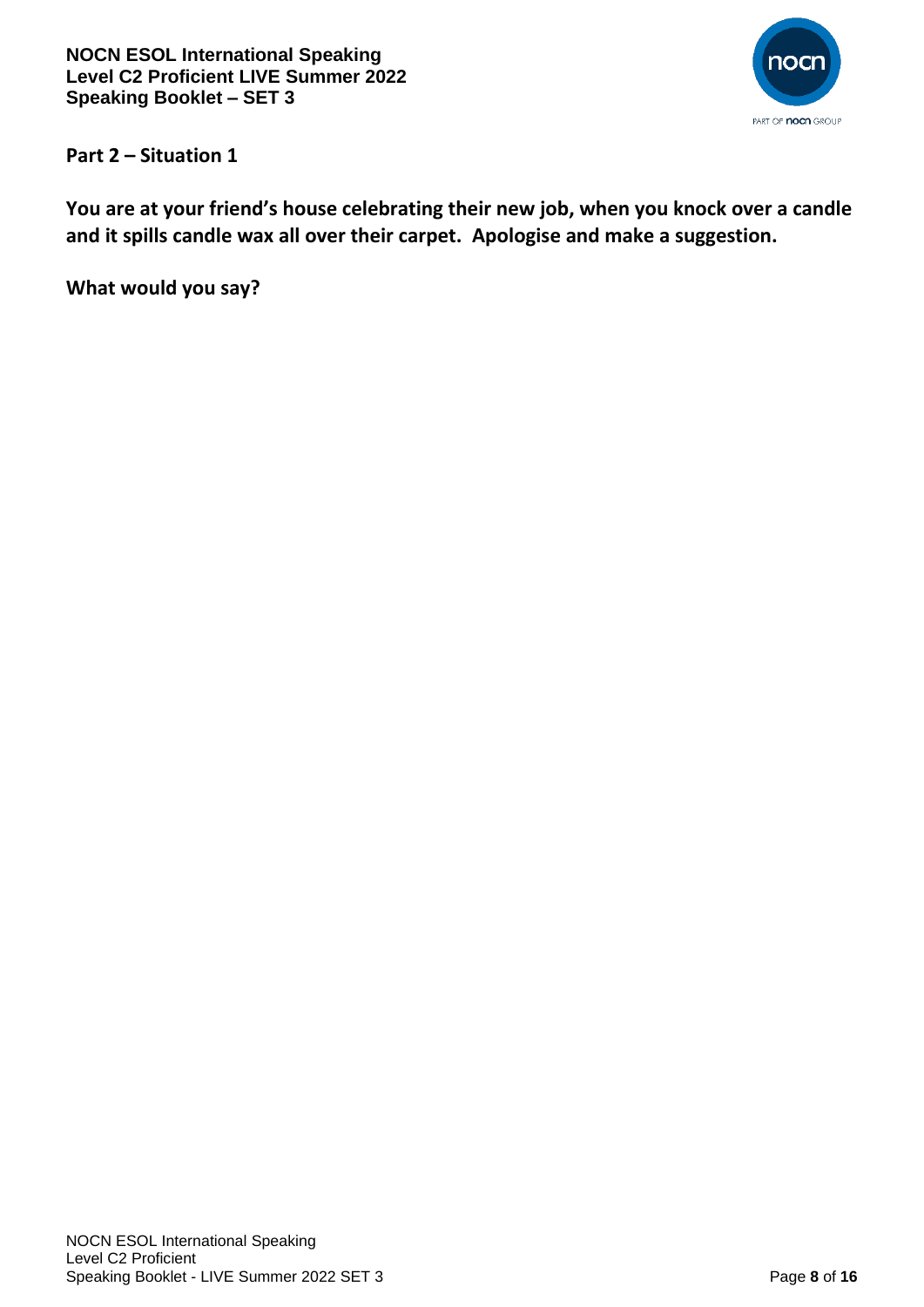## Part 2 – Situation 1

**You are at your friend's house celebrating their new job, when you knock over a candle and it spills candle wax all over their carpet. Apologise and make a suggestion.**

**What would you say?**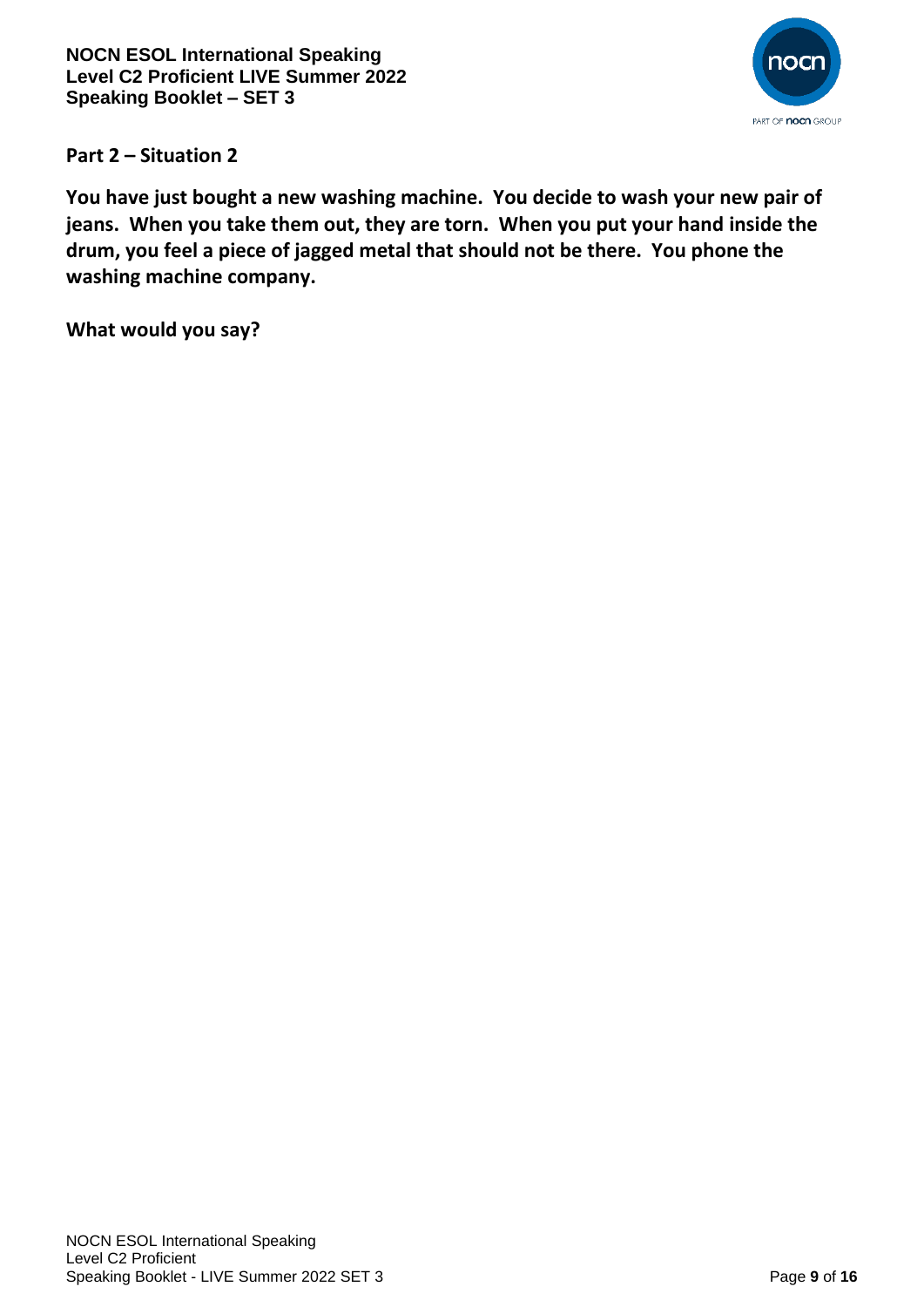## Part 2 – Situation 2

**You have just bought a new washing machine. You decide to wash your new pair of jeans. When you take them out, they are torn. When you put your hand inside the drum, you feel a piece of jagged metal that should not be there. You phone the washing machine company.**

**What would you say?**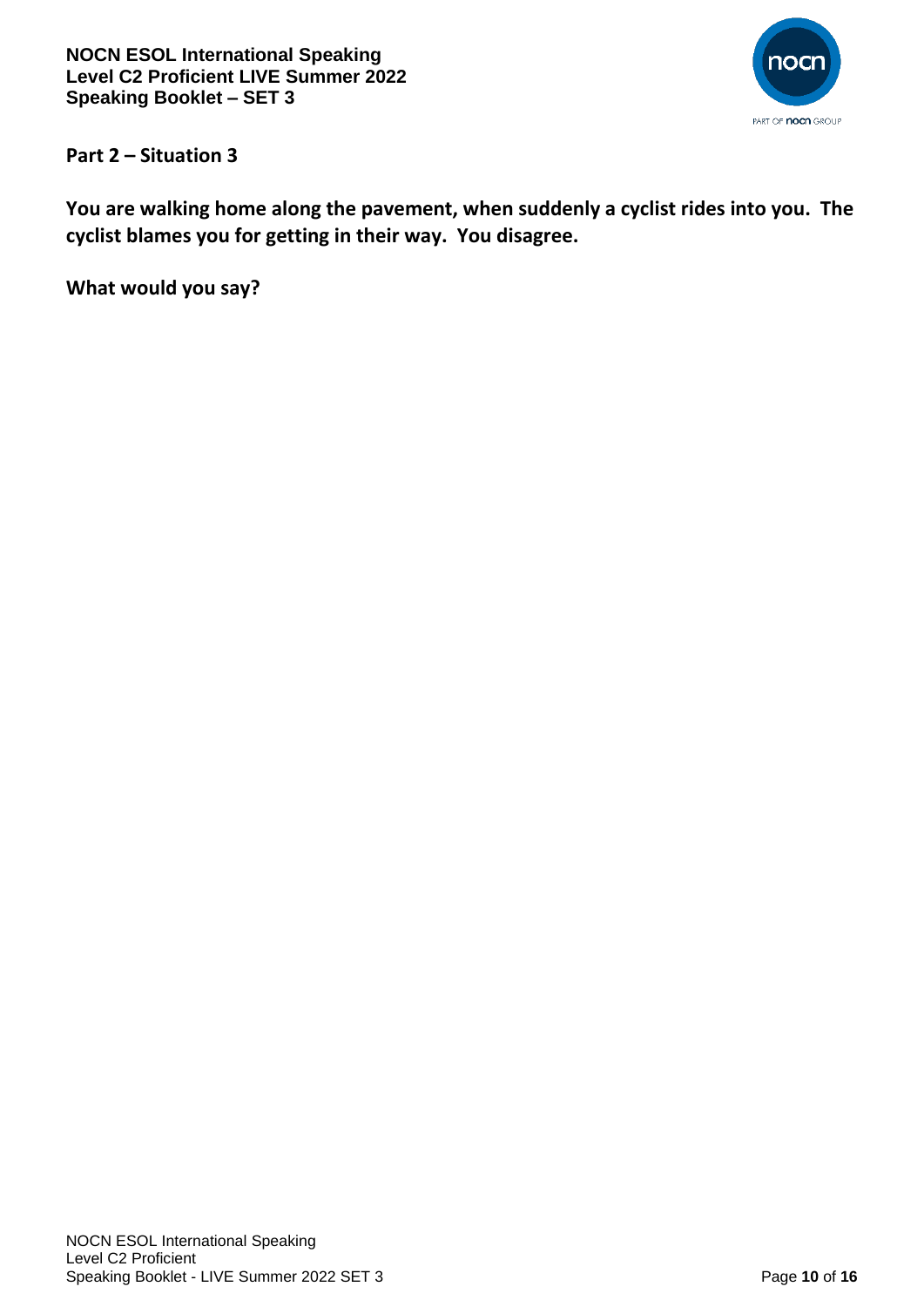## Part 2 – Situation 3

**You are walking home along the pavement, when suddenly a cyclist rides into you. The cyclist blames you for getting in their way. You disagree.**

**What would you say?**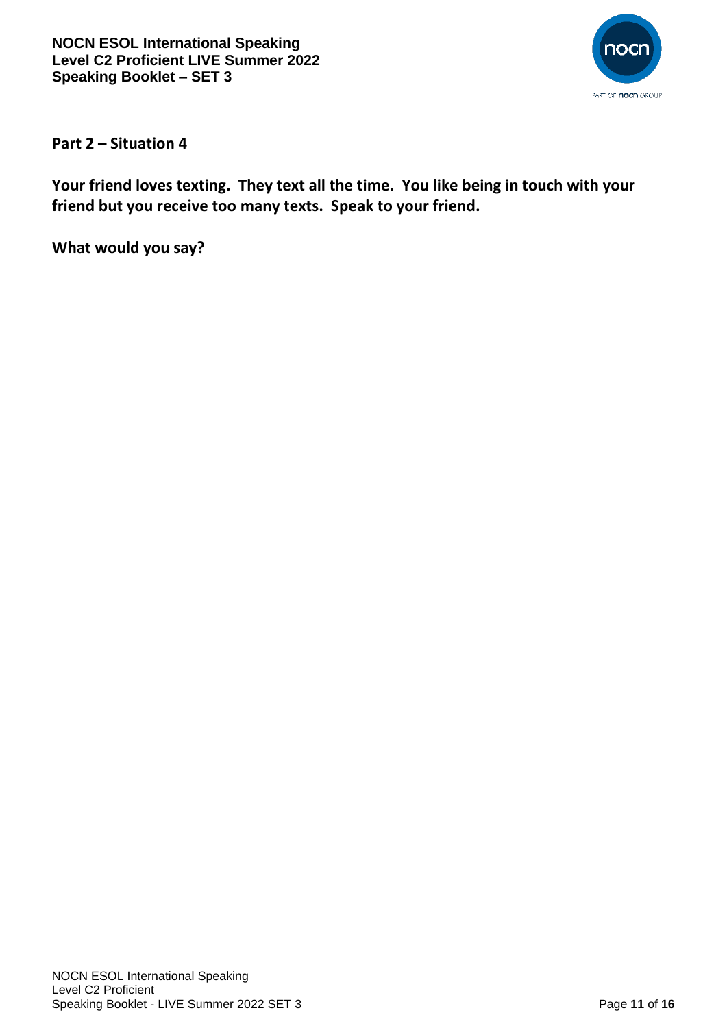**Part 2 – Situation 4**

**Your friend loves texting. They text all the time. You like being in touch with your friend but you receive too many texts. Speak to your friend.**

**What would you say?**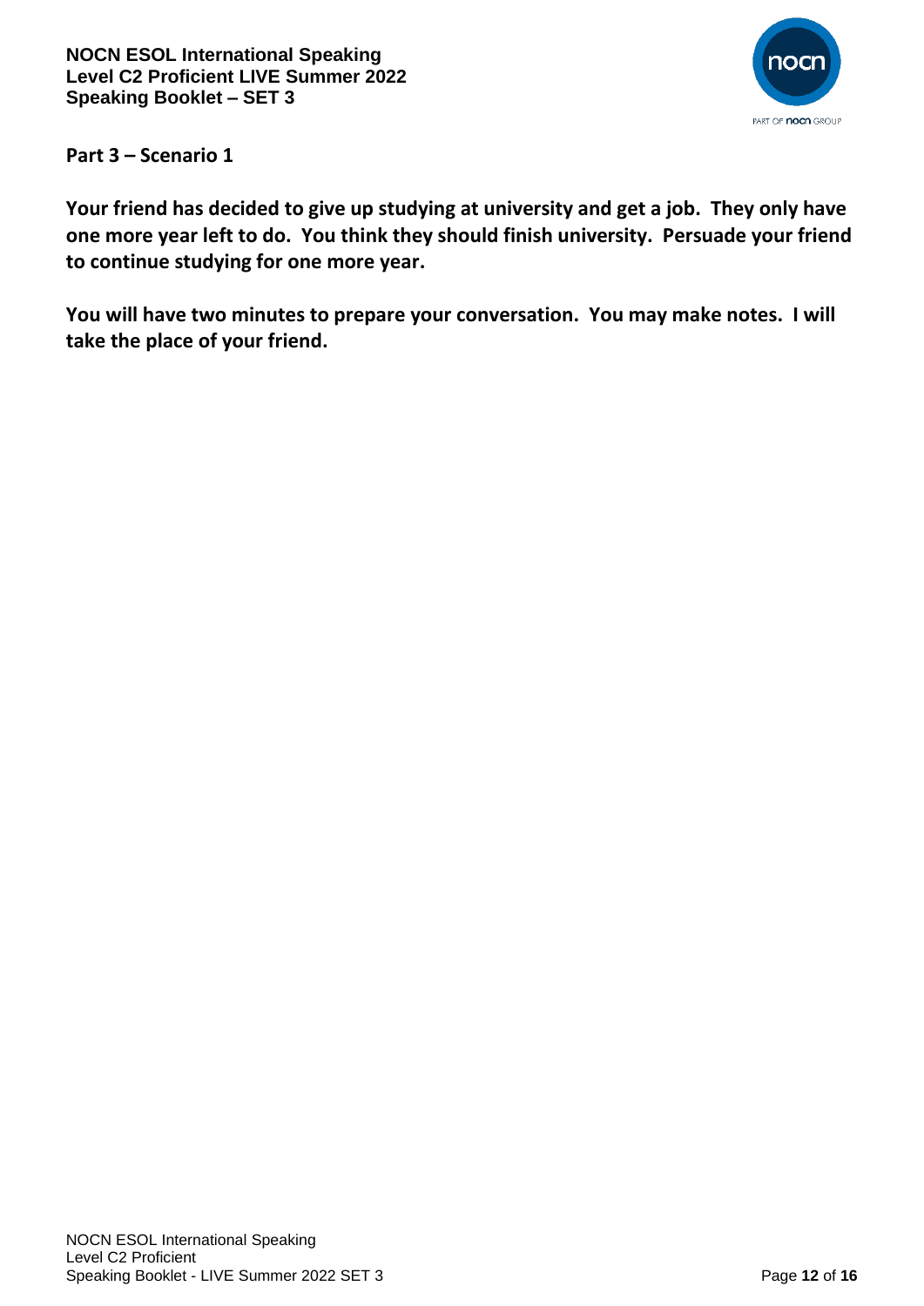## Part 3 – Scenario 1

**Your friend has decided to give up studying at university and get a job. They only have one more year left to do. You think they should finish university. Persuade your friend to continue studying for one more year.**

**You will have two minutes to prepare your conversation. You may make notes. I will take the place of your friend.**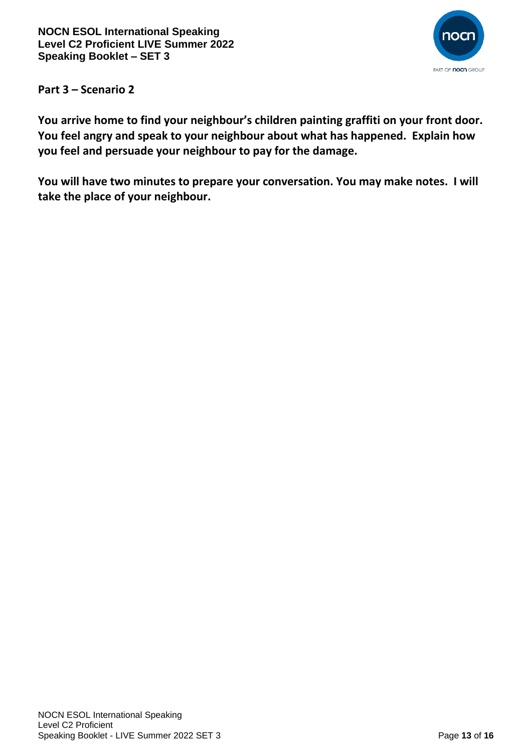## Part 3 – Scenario 2

**You arrive home to find your neighbour's children painting graffiti on your front door. You feel angry and speak to your neighbour about what has happened. Explain how you feel and persuade your neighbour to pay for the damage.**

**You will have two minutes to prepare your conversation. You may make notes. I will take the place of your neighbour.**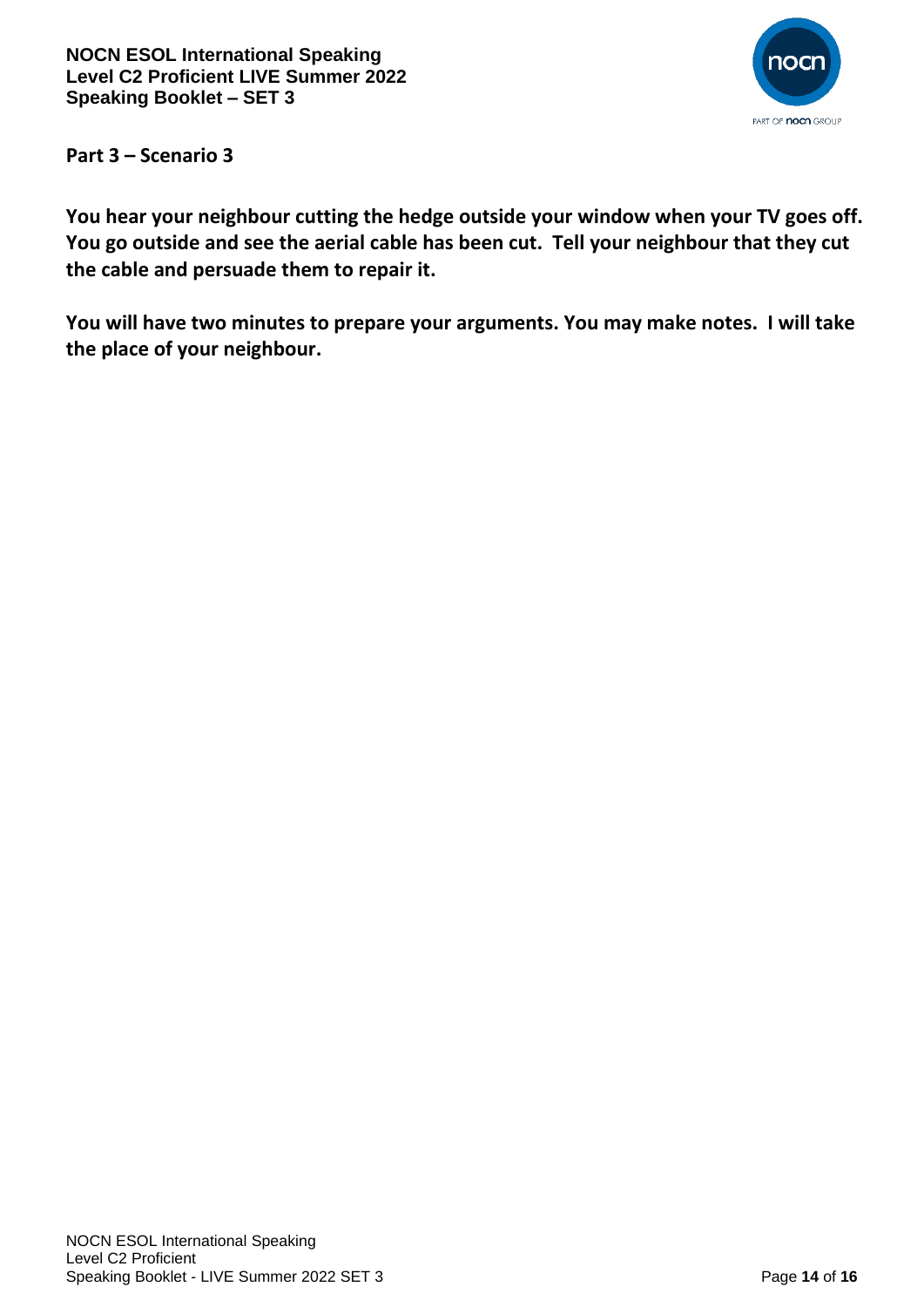**Part 3 – Scenario 3**

**You hear your neighbour cutting the hedge outside your window when your TV goes off. You go outside and see the aerial cable has been cut. Tell your neighbour that they cut the cable and persuade them to repair it.**

**You will have two minutes to prepare your arguments. You may make notes. I will take the place of your neighbour.**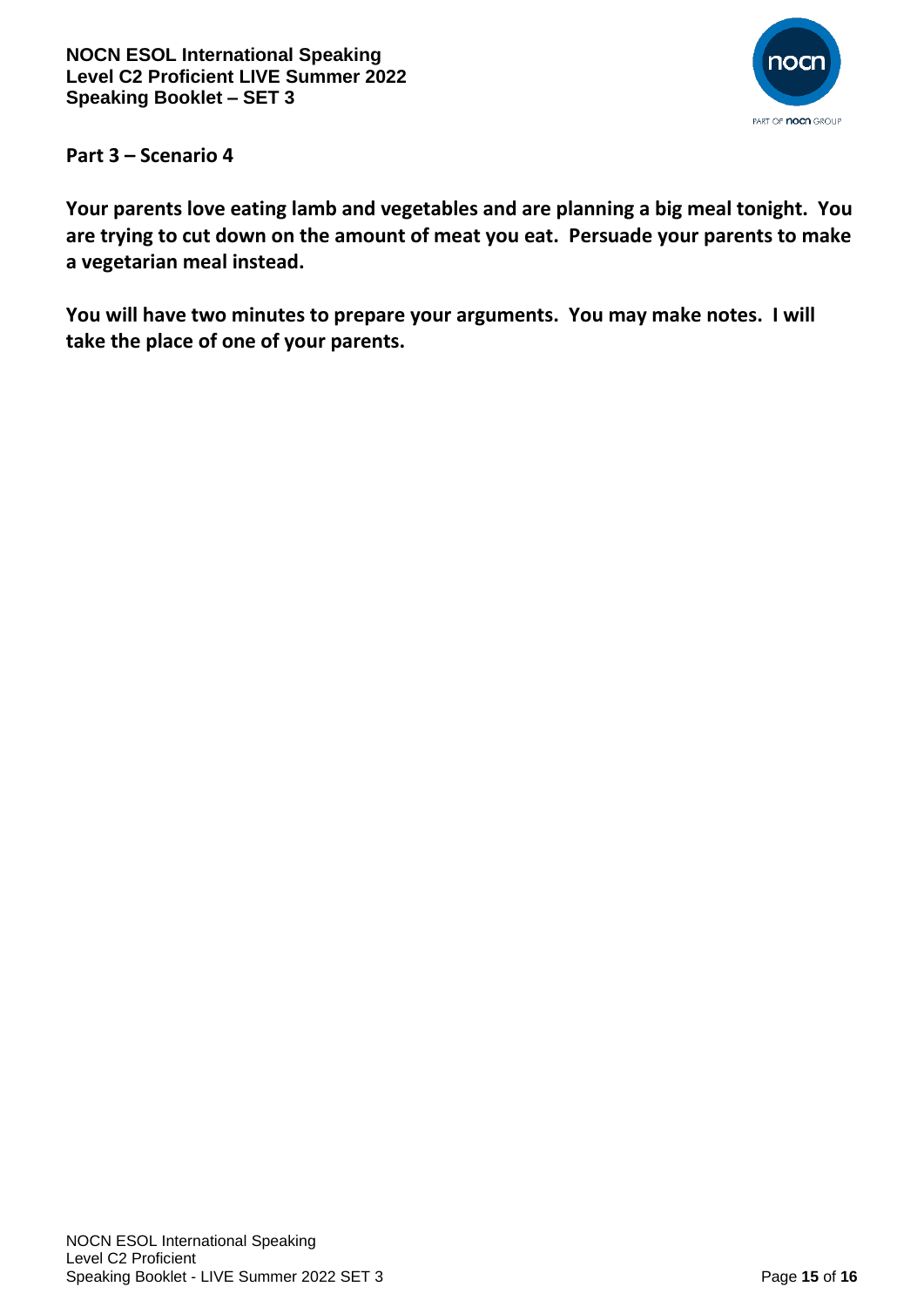## Part 3 – Scenario 4

**Your parents love eating lamb and vegetables and are planning a big meal tonight. You are trying to cut down on the amount of meat you eat. Persuade your parents to make a vegetarian meal instead.**

**You will have two minutes to prepare your arguments. You may make notes. I will take the place of one of your parents.**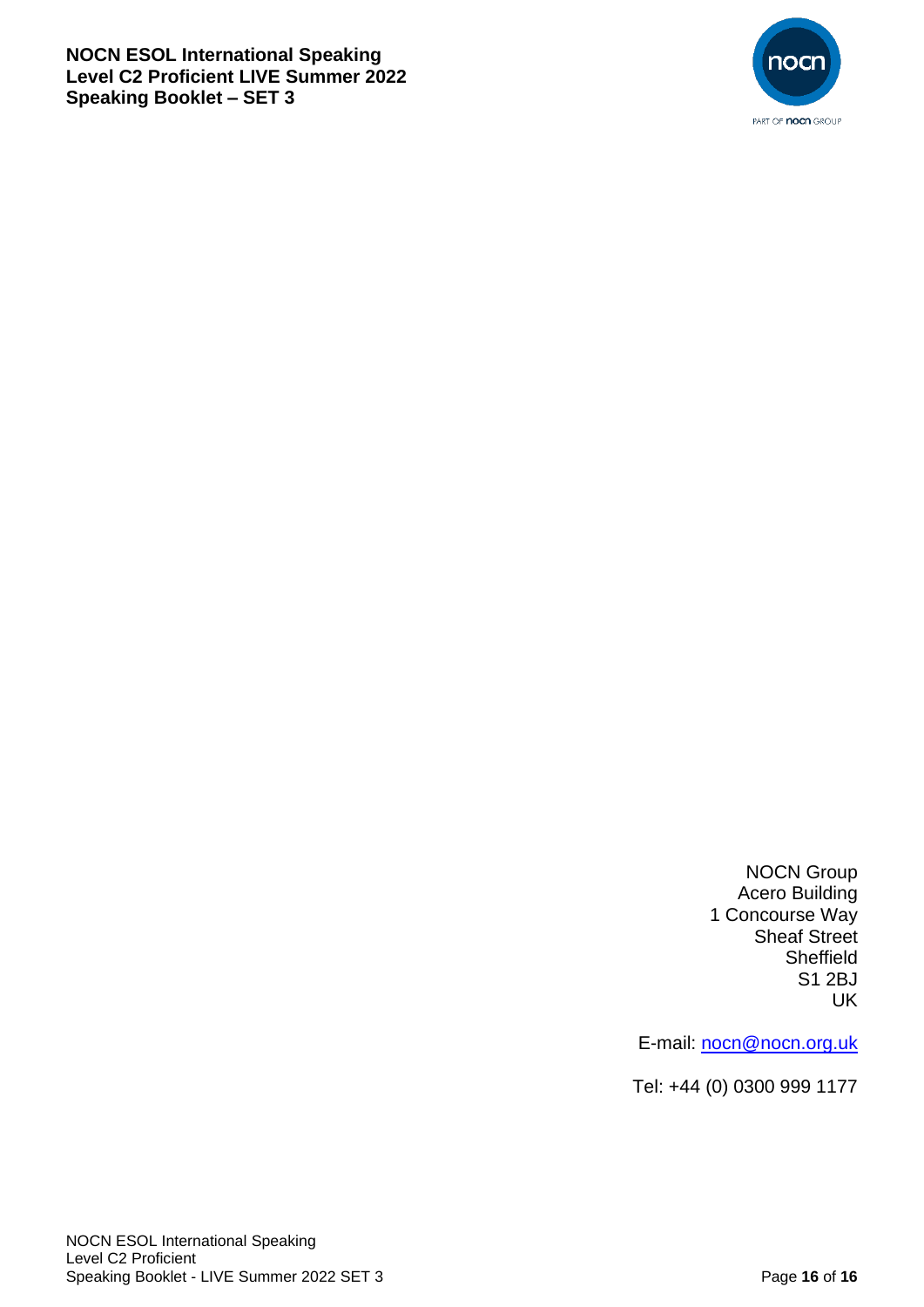NOCN Group
Acero Building
1 Concourse Way
Sheaf Street
Sheffield
S1 2BJ
UK

E-mail: nocn@nocn.org.uk

Tel: +44 (0) 0300 999 1177